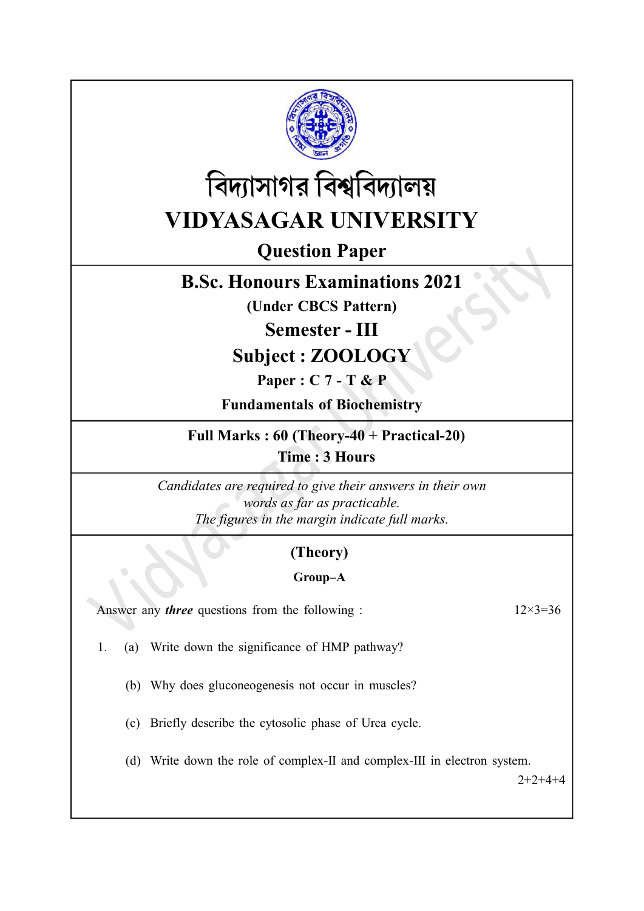# বিদ্যাসাগর বিশ্ববিদ্যালয়

# VIDYASAGAR UNIVERSITY

## Question Paper

## B.Sc. Honours Examinations 2021

**(Under CBCS Pattern)**

## Semester - III

## Subject : ZOOLOGY

**Paper : C 7 - T & P**

**Fundamentals of Biochemistry**

**Full Marks : 60 (Theory-40 + Practical-20)**

**Time : 3 Hours**

*Candidates are required to give their answers in their own words as far as practicable.*
*The figures in the margin indicate full marks.*

### (Theory)

**Group–A**

Answer any ***three*** questions from the following : 12×3=36

1. (a) Write down the significance of HMP pathway?

   (b) Why does gluconeogenesis not occur in muscles?

   (c) Briefly describe the cytosolic phase of Urea cycle.

   (d) Write down the role of complex-II and complex-III in electron system.

   2+2+4+4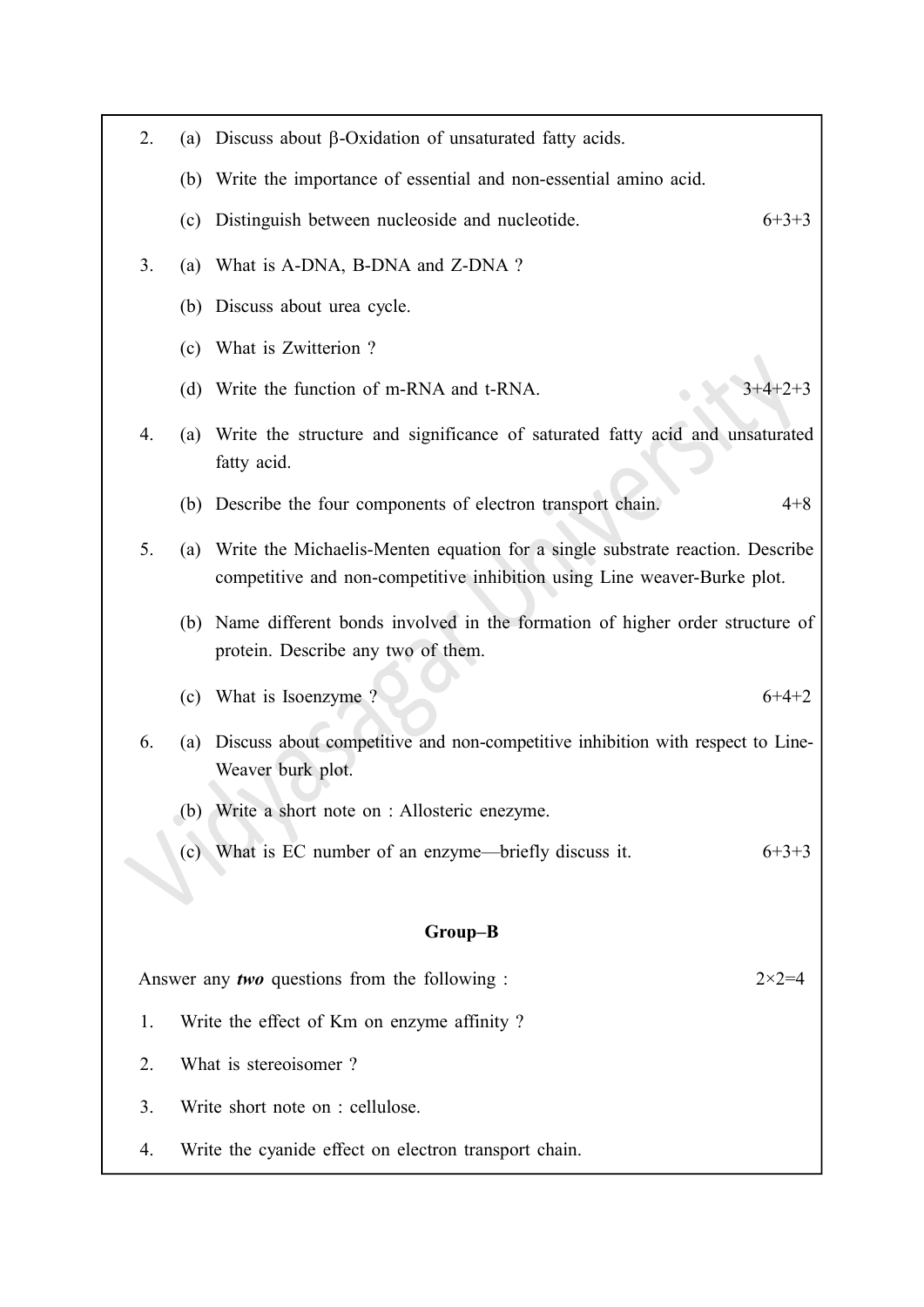2. (a) Discuss about β-Oxidation of unsaturated fatty acids.

   (b) Write the importance of essential and non-essential amino acid.

   (c) Distinguish between nucleoside and nucleotide. 6+3+3

3. (a) What is A-DNA, B-DNA and Z-DNA ?

   (b) Discuss about urea cycle.

   (c) What is Zwitterion ?

   (d) Write the function of m-RNA and t-RNA. 3+4+2+3

4. (a) Write the structure and significance of saturated fatty acid and unsaturated fatty acid.

   (b) Describe the four components of electron transport chain. 4+8

5. (a) Write the Michaelis-Menten equation for a single substrate reaction. Describe competitive and non-competitive inhibition using Line weaver-Burke plot.

   (b) Name different bonds involved in the formation of higher order structure of protein. Describe any two of them.

   (c) What is Isoenzyme ? 6+4+2

6. (a) Discuss about competitive and non-competitive inhibition with respect to Line-Weaver burk plot.

   (b) Write a short note on : Allosteric enezyme.

   (c) What is EC number of an enzyme—briefly discuss it. 6+3+3

## Group–B

Answer any ***two*** questions from the following : 2×2=4

1. Write the effect of Km on enzyme affinity ?
2. What is stereoisomer ?
3. Write short note on : cellulose.
4. Write the cyanide effect on electron transport chain.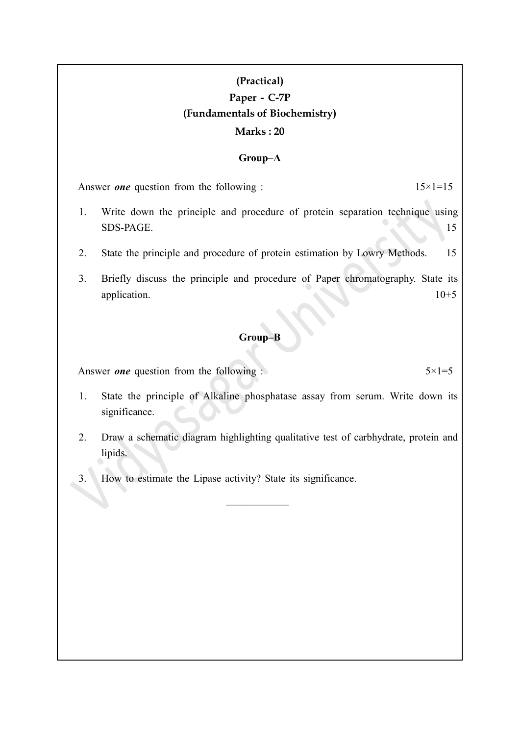**(Practical)**

**Paper - C-7P**

**(Fundamentals of Biochemistry)**

**Marks : 20**

**Group–A**

Answer ***one*** question from the following : 15×1=15

1. Write down the principle and procedure of protein separation technique using SDS-PAGE. 15

2. State the principle and procedure of protein estimation by Lowry Methods. 15

3. Briefly discuss the principle and procedure of Paper chromatography. State its application. 10+5

**Group–B**

Answer ***one*** question from the following : 5×1=5

1. State the principle of Alkaline phosphatase assay from serum. Write down its significance.

2. Draw a schematic diagram highlighting qualitative test of carbhydrate, protein and lipids.

3. How to estimate the Lipase activity? State its significance.

————————